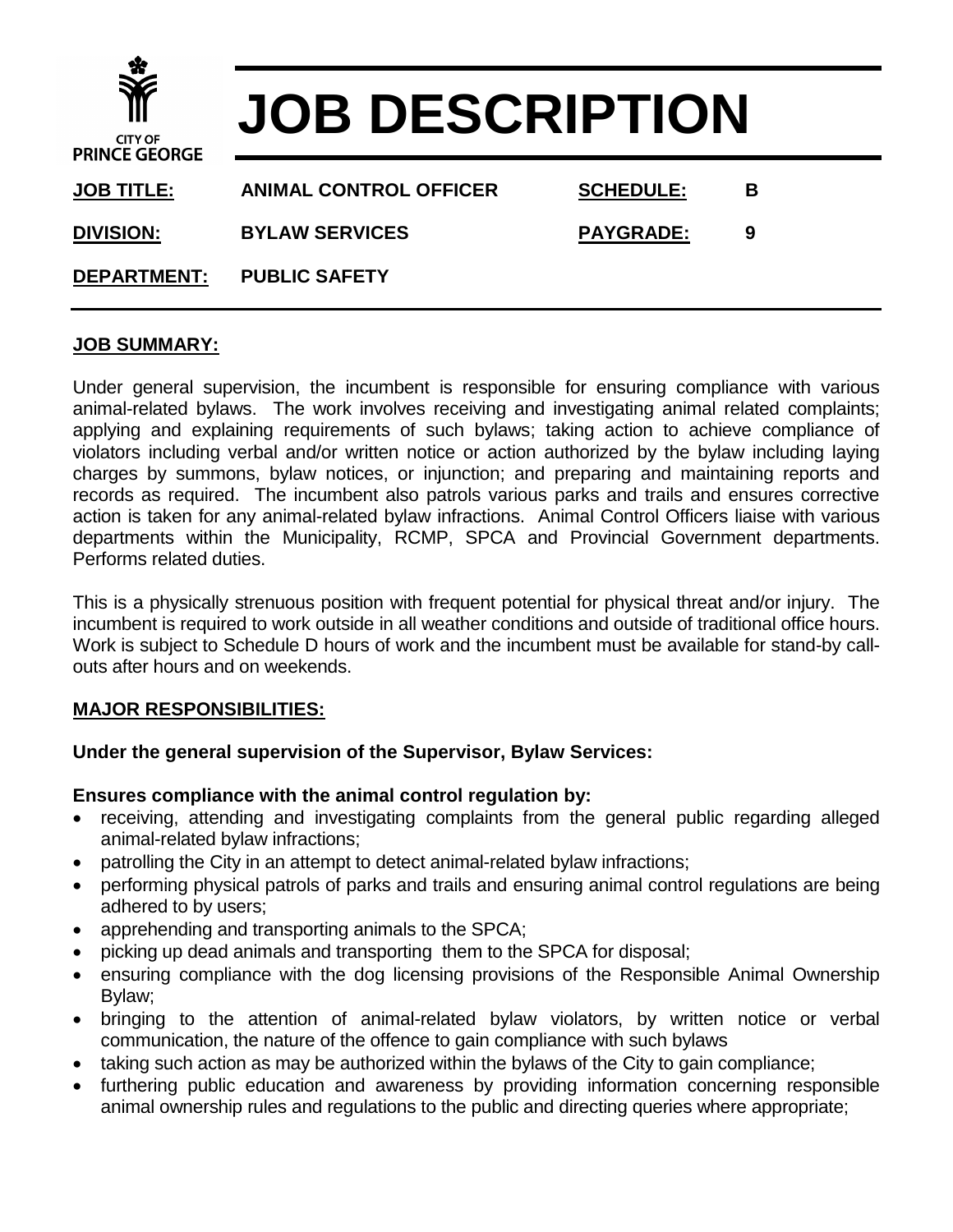CITY OF PRINCE GEORGE

# JOB DESCRIPTION

| | | | |
|---|---|---|---|
| **JOB TITLE:** | **ANIMAL CONTROL OFFICER** | **SCHEDULE:** | **B** |
| **DIVISION:** | **BYLAW SERVICES** | **PAYGRADE:** | **9** |
| **DEPARTMENT:** | **PUBLIC SAFETY** | | |

## JOB SUMMARY:

Under general supervision, the incumbent is responsible for ensuring compliance with various animal-related bylaws. The work involves receiving and investigating animal related complaints; applying and explaining requirements of such bylaws; taking action to achieve compliance of violators including verbal and/or written notice or action authorized by the bylaw including laying charges by summons, bylaw notices, or injunction; and preparing and maintaining reports and records as required. The incumbent also patrols various parks and trails and ensures corrective action is taken for any animal-related bylaw infractions. Animal Control Officers liaise with various departments within the Municipality, RCMP, SPCA and Provincial Government departments. Performs related duties.

This is a physically strenuous position with frequent potential for physical threat and/or injury. The incumbent is required to work outside in all weather conditions and outside of traditional office hours. Work is subject to Schedule D hours of work and the incumbent must be available for stand-by call-outs after hours and on weekends.

## MAJOR RESPONSIBILITIES:

**Under the general supervision of the Supervisor, Bylaw Services:**

**Ensures compliance with the animal control regulation by:**

- receiving, attending and investigating complaints from the general public regarding alleged animal-related bylaw infractions;
- patrolling the City in an attempt to detect animal-related bylaw infractions;
- performing physical patrols of parks and trails and ensuring animal control regulations are being adhered to by users;
- apprehending and transporting animals to the SPCA;
- picking up dead animals and transporting them to the SPCA for disposal;
- ensuring compliance with the dog licensing provisions of the Responsible Animal Ownership Bylaw;
- bringing to the attention of animal-related bylaw violators, by written notice or verbal communication, the nature of the offence to gain compliance with such bylaws
- taking such action as may be authorized within the bylaws of the City to gain compliance;
- furthering public education and awareness by providing information concerning responsible animal ownership rules and regulations to the public and directing queries where appropriate;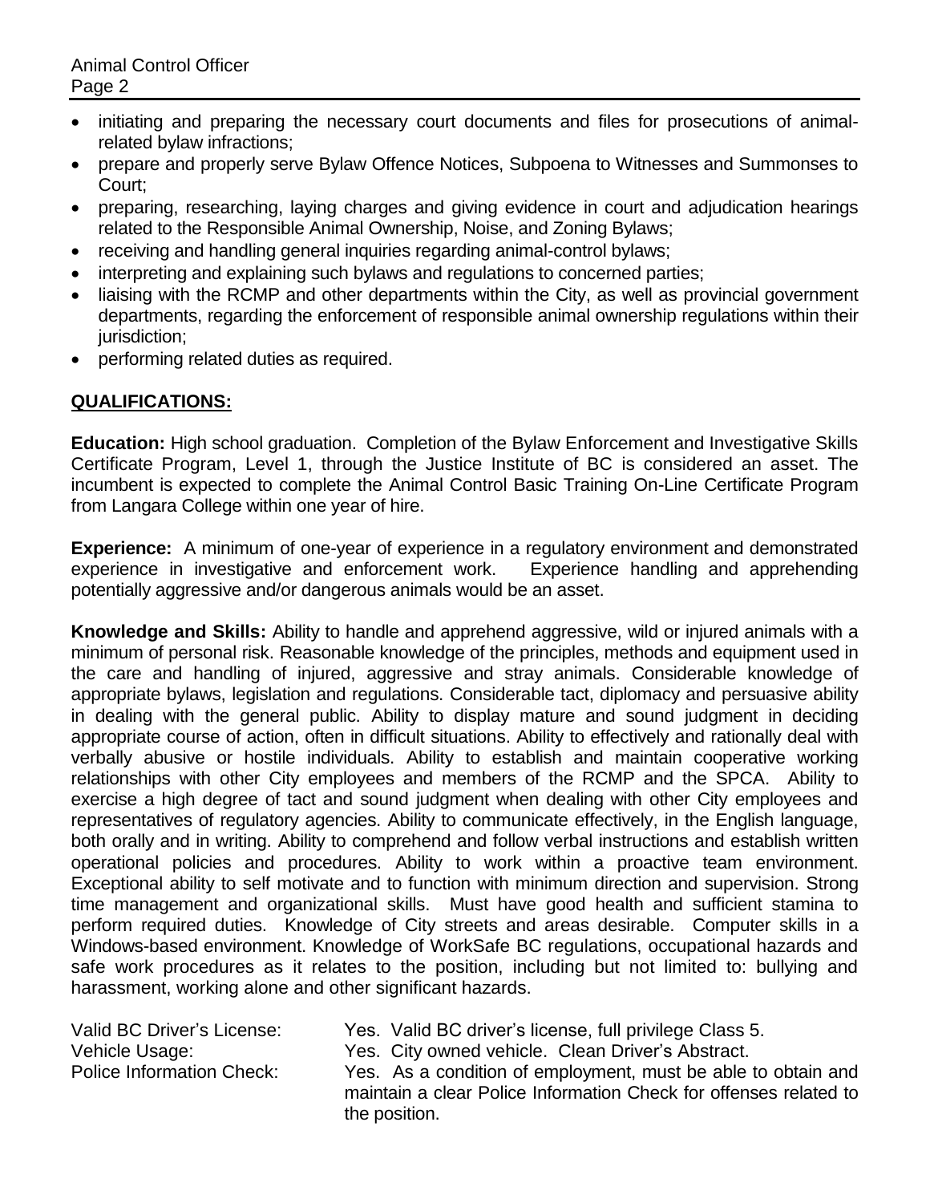- initiating and preparing the necessary court documents and files for prosecutions of animal-related bylaw infractions;
- prepare and properly serve Bylaw Offence Notices, Subpoena to Witnesses and Summonses to Court;
- preparing, researching, laying charges and giving evidence in court and adjudication hearings related to the Responsible Animal Ownership, Noise, and Zoning Bylaws;
- receiving and handling general inquiries regarding animal-control bylaws;
- interpreting and explaining such bylaws and regulations to concerned parties;
- liaising with the RCMP and other departments within the City, as well as provincial government departments, regarding the enforcement of responsible animal ownership regulations within their jurisdiction;
- performing related duties as required.

## QUALIFICATIONS:

**Education:** High school graduation. Completion of the Bylaw Enforcement and Investigative Skills Certificate Program, Level 1, through the Justice Institute of BC is considered an asset. The incumbent is expected to complete the Animal Control Basic Training On-Line Certificate Program from Langara College within one year of hire.

**Experience:** A minimum of one-year of experience in a regulatory environment and demonstrated experience in investigative and enforcement work. Experience handling and apprehending potentially aggressive and/or dangerous animals would be an asset.

**Knowledge and Skills:** Ability to handle and apprehend aggressive, wild or injured animals with a minimum of personal risk. Reasonable knowledge of the principles, methods and equipment used in the care and handling of injured, aggressive and stray animals. Considerable knowledge of appropriate bylaws, legislation and regulations. Considerable tact, diplomacy and persuasive ability in dealing with the general public. Ability to display mature and sound judgment in deciding appropriate course of action, often in difficult situations. Ability to effectively and rationally deal with verbally abusive or hostile individuals. Ability to establish and maintain cooperative working relationships with other City employees and members of the RCMP and the SPCA. Ability to exercise a high degree of tact and sound judgment when dealing with other City employees and representatives of regulatory agencies. Ability to communicate effectively, in the English language, both orally and in writing. Ability to comprehend and follow verbal instructions and establish written operational policies and procedures. Ability to work within a proactive team environment. Exceptional ability to self motivate and to function with minimum direction and supervision. Strong time management and organizational skills. Must have good health and sufficient stamina to perform required duties. Knowledge of City streets and areas desirable. Computer skills in a Windows-based environment. Knowledge of WorkSafe BC regulations, occupational hazards and safe work procedures as it relates to the position, including but not limited to: bullying and harassment, working alone and other significant hazards.

| | |
|---|---|
| Valid BC Driver's License: | Yes. Valid BC driver's license, full privilege Class 5. |
| Vehicle Usage: | Yes. City owned vehicle. Clean Driver's Abstract. |
| Police Information Check: | Yes. As a condition of employment, must be able to obtain and maintain a clear Police Information Check for offenses related to the position. |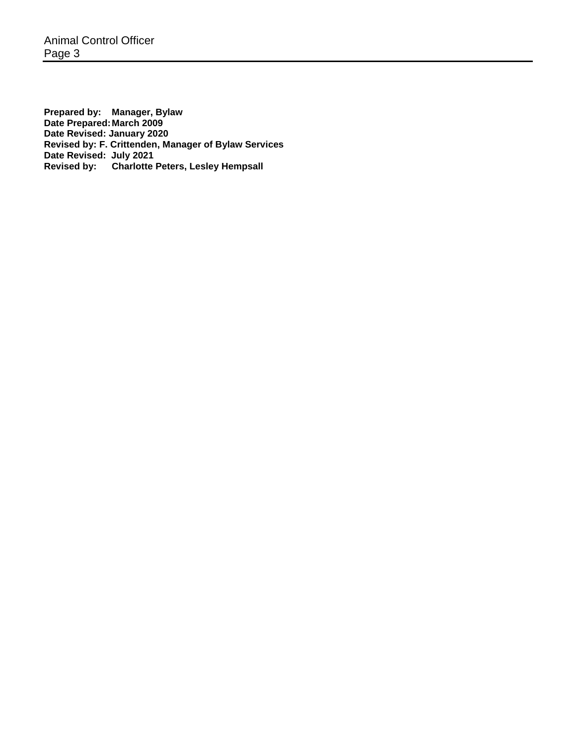**Prepared by:** **Manager, Bylaw**
**Date Prepared:** **March 2009**
**Date Revised: January 2020**
**Revised by: F. Crittenden, Manager of Bylaw Services**
**Date Revised:** **July 2021**
**Revised by:** **Charlotte Peters, Lesley Hempsall**